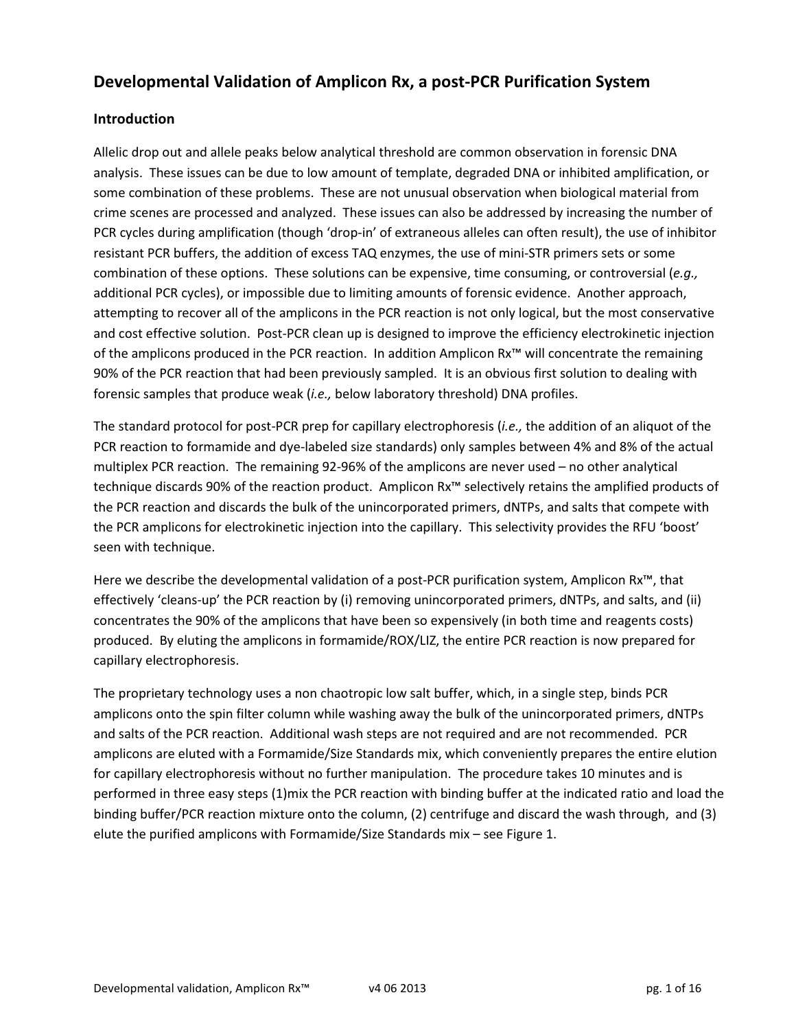# Developmental Validation of Amplicon Rx, a post-PCR Purification System

## Introduction

Allelic drop out and allele peaks below analytical threshold are common observation in forensic DNA analysis. These issues can be due to low amount of template, degraded DNA or inhibited amplification, or some combination of these problems. These are not unusual observation when biological material from crime scenes are processed and analyzed. These issues can also be addressed by increasing the number of PCR cycles during amplification (though 'drop-in' of extraneous alleles can often result), the use of inhibitor resistant PCR buffers, the addition of excess TAQ enzymes, the use of mini-STR primers sets or some combination of these options. These solutions can be expensive, time consuming, or controversial (*e.g.,* additional PCR cycles), or impossible due to limiting amounts of forensic evidence. Another approach, attempting to recover all of the amplicons in the PCR reaction is not only logical, but the most conservative and cost effective solution. Post-PCR clean up is designed to improve the efficiency electrokinetic injection of the amplicons produced in the PCR reaction. In addition Amplicon Rx™ will concentrate the remaining 90% of the PCR reaction that had been previously sampled. It is an obvious first solution to dealing with forensic samples that produce weak (*i.e.,* below laboratory threshold) DNA profiles.

The standard protocol for post-PCR prep for capillary electrophoresis (*i.e.,* the addition of an aliquot of the PCR reaction to formamide and dye-labeled size standards) only samples between 4% and 8% of the actual multiplex PCR reaction. The remaining 92-96% of the amplicons are never used – no other analytical technique discards 90% of the reaction product. Amplicon Rx™ selectively retains the amplified products of the PCR reaction and discards the bulk of the unincorporated primers, dNTPs, and salts that compete with the PCR amplicons for electrokinetic injection into the capillary. This selectivity provides the RFU 'boost' seen with technique.

Here we describe the developmental validation of a post-PCR purification system, Amplicon Rx™, that effectively 'cleans-up' the PCR reaction by (i) removing unincorporated primers, dNTPs, and salts, and (ii) concentrates the 90% of the amplicons that have been so expensively (in both time and reagents costs) produced. By eluting the amplicons in formamide/ROX/LIZ, the entire PCR reaction is now prepared for capillary electrophoresis.

The proprietary technology uses a non chaotropic low salt buffer, which, in a single step, binds PCR amplicons onto the spin filter column while washing away the bulk of the unincorporated primers, dNTPs and salts of the PCR reaction. Additional wash steps are not required and are not recommended. PCR amplicons are eluted with a Formamide/Size Standards mix, which conveniently prepares the entire elution for capillary electrophoresis without no further manipulation. The procedure takes 10 minutes and is performed in three easy steps (1)mix the PCR reaction with binding buffer at the indicated ratio and load the binding buffer/PCR reaction mixture onto the column, (2) centrifuge and discard the wash through, and (3) elute the purified amplicons with Formamide/Size Standards mix – see Figure 1.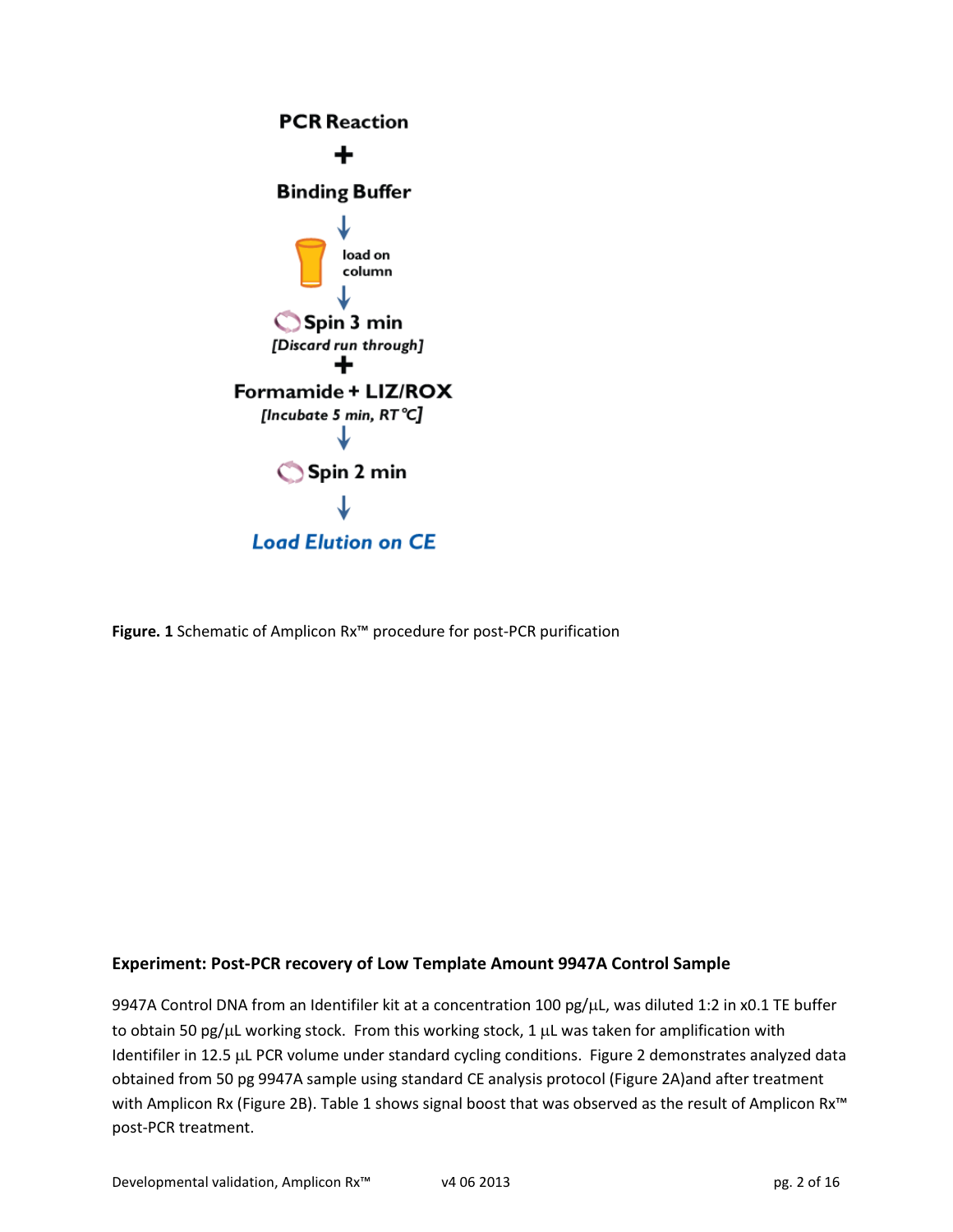PCR Reaction

+

Binding Buffer

↓

load on column

↓

Spin 3 min

*[Discard run through]*

+

Formamide + LIZ/ROX

*[Incubate 5 min, RT °C]*

↓

Spin 2 min

↓

***Load Elution on CE***

**Figure. 1** Schematic of Amplicon Rx™ procedure for post-PCR purification

**Experiment: Post-PCR recovery of Low Template Amount 9947A Control Sample**

9947A Control DNA from an Identifiler kit at a concentration 100 pg/μL, was diluted 1:2 in x0.1 TE buffer to obtain 50 pg/μL working stock. From this working stock, 1 μL was taken for amplification with Identifiler in 12.5 μL PCR volume under standard cycling conditions. Figure 2 demonstrates analyzed data obtained from 50 pg 9947A sample using standard CE analysis protocol (Figure 2A)and after treatment with Amplicon Rx (Figure 2B). Table 1 shows signal boost that was observed as the result of Amplicon Rx™ post-PCR treatment.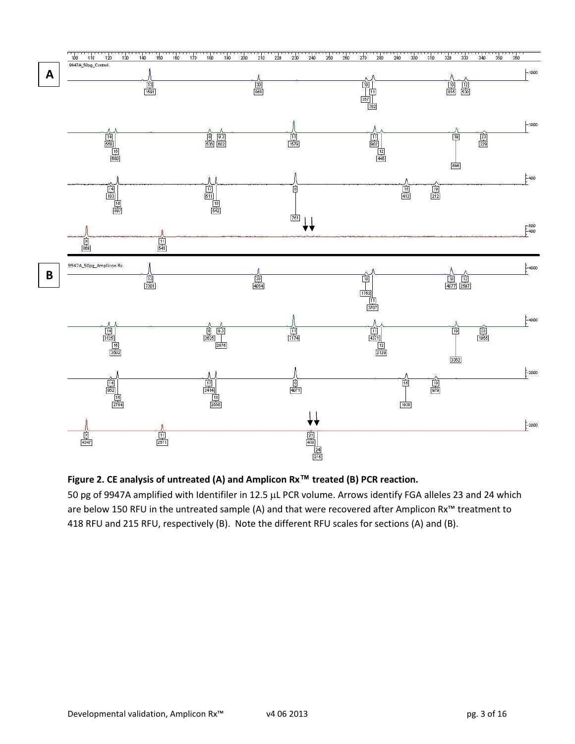**Figure 2. CE analysis of untreated (A) and Amplicon Rx™ treated (B) PCR reaction.**

50 pg of 9947A amplified with Identifiler in 12.5 µL PCR volume. Arrows identify FGA alleles 23 and 24 which are below 150 RFU in the untreated sample (A) and that were recovered after Amplicon Rx™ treatment to 418 RFU and 215 RFU, respectively (B). Note the different RFU scales for sections (A) and (B).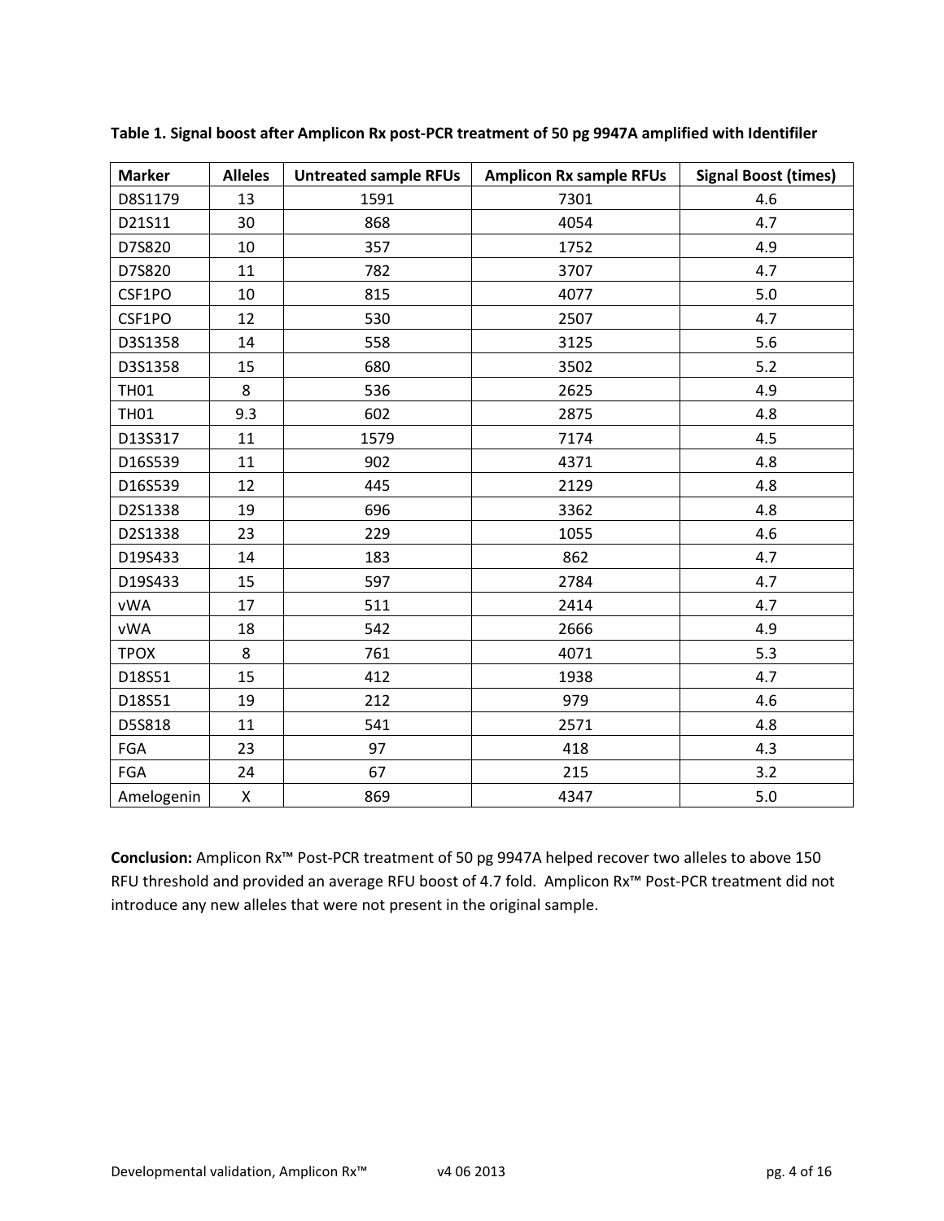**Table 1. Signal boost after Amplicon Rx post-PCR treatment of 50 pg 9947A amplified with Identifiler**

| Marker | Alleles | Untreated sample RFUs | Amplicon Rx sample RFUs | Signal Boost (times) |
|---|---|---|---|---|
| D8S1179 | 13 | 1591 | 7301 | 4.6 |
| D21S11 | 30 | 868 | 4054 | 4.7 |
| D7S820 | 10 | 357 | 1752 | 4.9 |
| D7S820 | 11 | 782 | 3707 | 4.7 |
| CSF1PO | 10 | 815 | 4077 | 5.0 |
| CSF1PO | 12 | 530 | 2507 | 4.7 |
| D3S1358 | 14 | 558 | 3125 | 5.6 |
| D3S1358 | 15 | 680 | 3502 | 5.2 |
| TH01 | 8 | 536 | 2625 | 4.9 |
| TH01 | 9.3 | 602 | 2875 | 4.8 |
| D13S317 | 11 | 1579 | 7174 | 4.5 |
| D16S539 | 11 | 902 | 4371 | 4.8 |
| D16S539 | 12 | 445 | 2129 | 4.8 |
| D2S1338 | 19 | 696 | 3362 | 4.8 |
| D2S1338 | 23 | 229 | 1055 | 4.6 |
| D19S433 | 14 | 183 | 862 | 4.7 |
| D19S433 | 15 | 597 | 2784 | 4.7 |
| vWA | 17 | 511 | 2414 | 4.7 |
| vWA | 18 | 542 | 2666 | 4.9 |
| TPOX | 8 | 761 | 4071 | 5.3 |
| D18S51 | 15 | 412 | 1938 | 4.7 |
| D18S51 | 19 | 212 | 979 | 4.6 |
| D5S818 | 11 | 541 | 2571 | 4.8 |
| FGA | 23 | 97 | 418 | 4.3 |
| FGA | 24 | 67 | 215 | 3.2 |
| Amelogenin | X | 869 | 4347 | 5.0 |

**Conclusion:** Amplicon Rx™ Post-PCR treatment of 50 pg 9947A helped recover two alleles to above 150 RFU threshold and provided an average RFU boost of 4.7 fold. Amplicon Rx™ Post-PCR treatment did not introduce any new alleles that were not present in the original sample.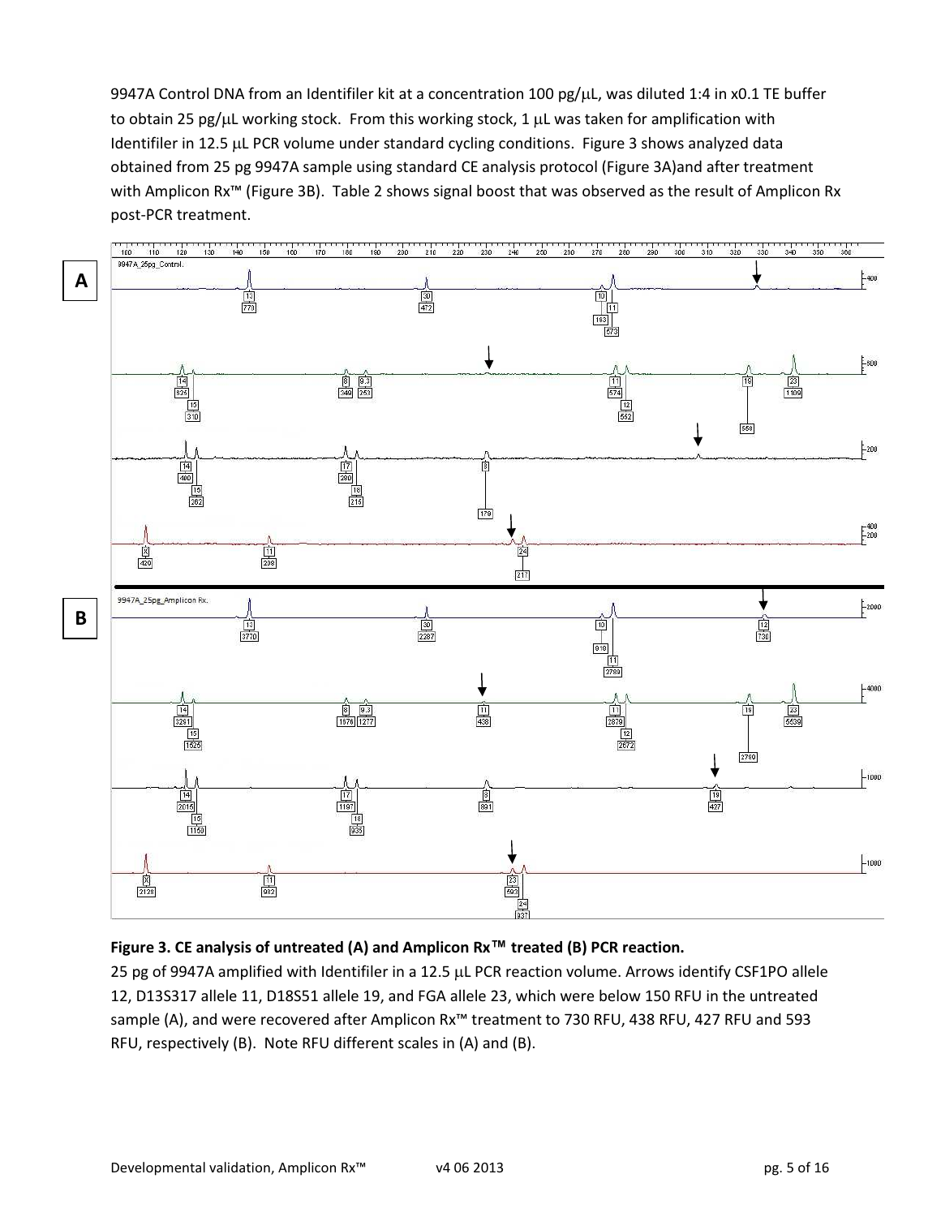9947A Control DNA from an Identifiler kit at a concentration 100 pg/μL, was diluted 1:4 in x0.1 TE buffer to obtain 25 pg/μL working stock. From this working stock, 1 μL was taken for amplification with Identifiler in 12.5 μL PCR volume under standard cycling conditions. Figure 3 shows analyzed data obtained from 25 pg 9947A sample using standard CE analysis protocol (Figure 3A)and after treatment with Amplicon Rx™ (Figure 3B). Table 2 shows signal boost that was observed as the result of Amplicon Rx post-PCR treatment.

**Figure 3. CE analysis of untreated (A) and Amplicon Rx™ treated (B) PCR reaction.**

25 pg of 9947A amplified with Identifiler in a 12.5 μL PCR reaction volume. Arrows identify CSF1PO allele 12, D13S317 allele 11, D18S51 allele 19, and FGA allele 23, which were below 150 RFU in the untreated sample (A), and were recovered after Amplicon Rx™ treatment to 730 RFU, 438 RFU, 427 RFU and 593 RFU, respectively (B). Note RFU different scales in (A) and (B).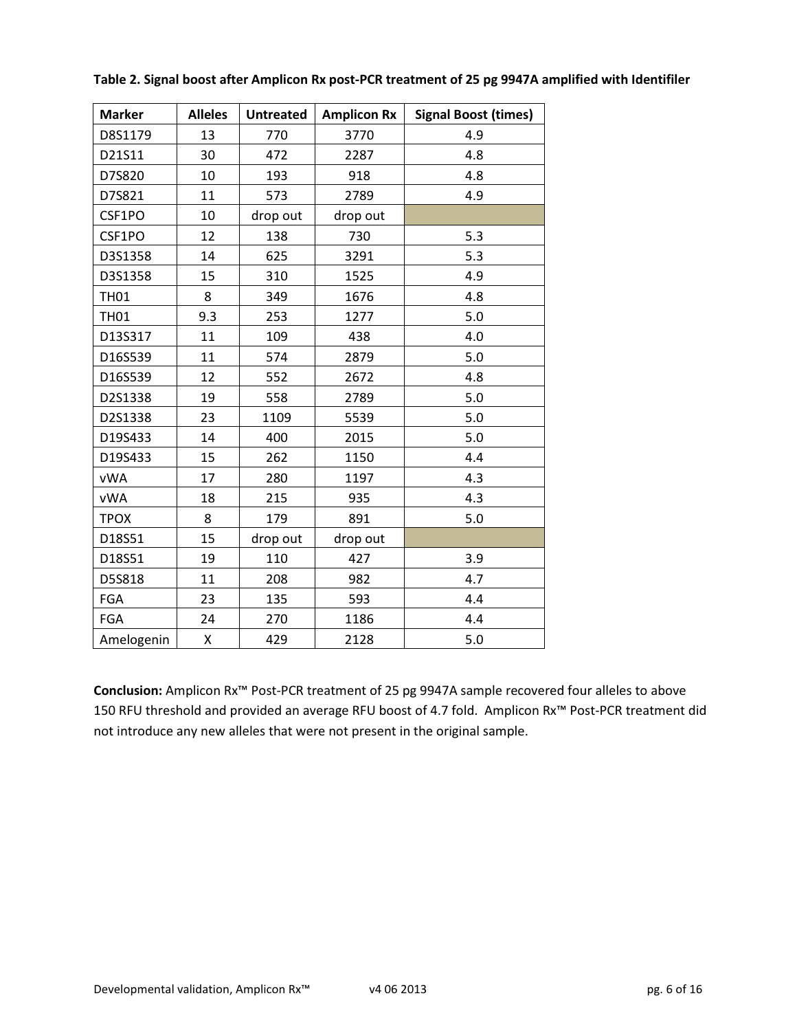**Table 2. Signal boost after Amplicon Rx post-PCR treatment of 25 pg 9947A amplified with Identifiler**

| Marker | Alleles | Untreated | Amplicon Rx | Signal Boost (times) |
|---|---|---|---|---|
| D8S1179 | 13 | 770 | 3770 | 4.9 |
| D21S11 | 30 | 472 | 2287 | 4.8 |
| D7S820 | 10 | 193 | 918 | 4.8 |
| D7S821 | 11 | 573 | 2789 | 4.9 |
| CSF1PO | 10 | drop out | drop out | |
| CSF1PO | 12 | 138 | 730 | 5.3 |
| D3S1358 | 14 | 625 | 3291 | 5.3 |
| D3S1358 | 15 | 310 | 1525 | 4.9 |
| TH01 | 8 | 349 | 1676 | 4.8 |
| TH01 | 9.3 | 253 | 1277 | 5.0 |
| D13S317 | 11 | 109 | 438 | 4.0 |
| D16S539 | 11 | 574 | 2879 | 5.0 |
| D16S539 | 12 | 552 | 2672 | 4.8 |
| D2S1338 | 19 | 558 | 2789 | 5.0 |
| D2S1338 | 23 | 1109 | 5539 | 5.0 |
| D19S433 | 14 | 400 | 2015 | 5.0 |
| D19S433 | 15 | 262 | 1150 | 4.4 |
| vWA | 17 | 280 | 1197 | 4.3 |
| vWA | 18 | 215 | 935 | 4.3 |
| TPOX | 8 | 179 | 891 | 5.0 |
| D18S51 | 15 | drop out | drop out | |
| D18S51 | 19 | 110 | 427 | 3.9 |
| D5S818 | 11 | 208 | 982 | 4.7 |
| FGA | 23 | 135 | 593 | 4.4 |
| FGA | 24 | 270 | 1186 | 4.4 |
| Amelogenin | X | 429 | 2128 | 5.0 |

**Conclusion:** Amplicon Rx™ Post-PCR treatment of 25 pg 9947A sample recovered four alleles to above 150 RFU threshold and provided an average RFU boost of 4.7 fold. Amplicon Rx™ Post-PCR treatment did not introduce any new alleles that were not present in the original sample.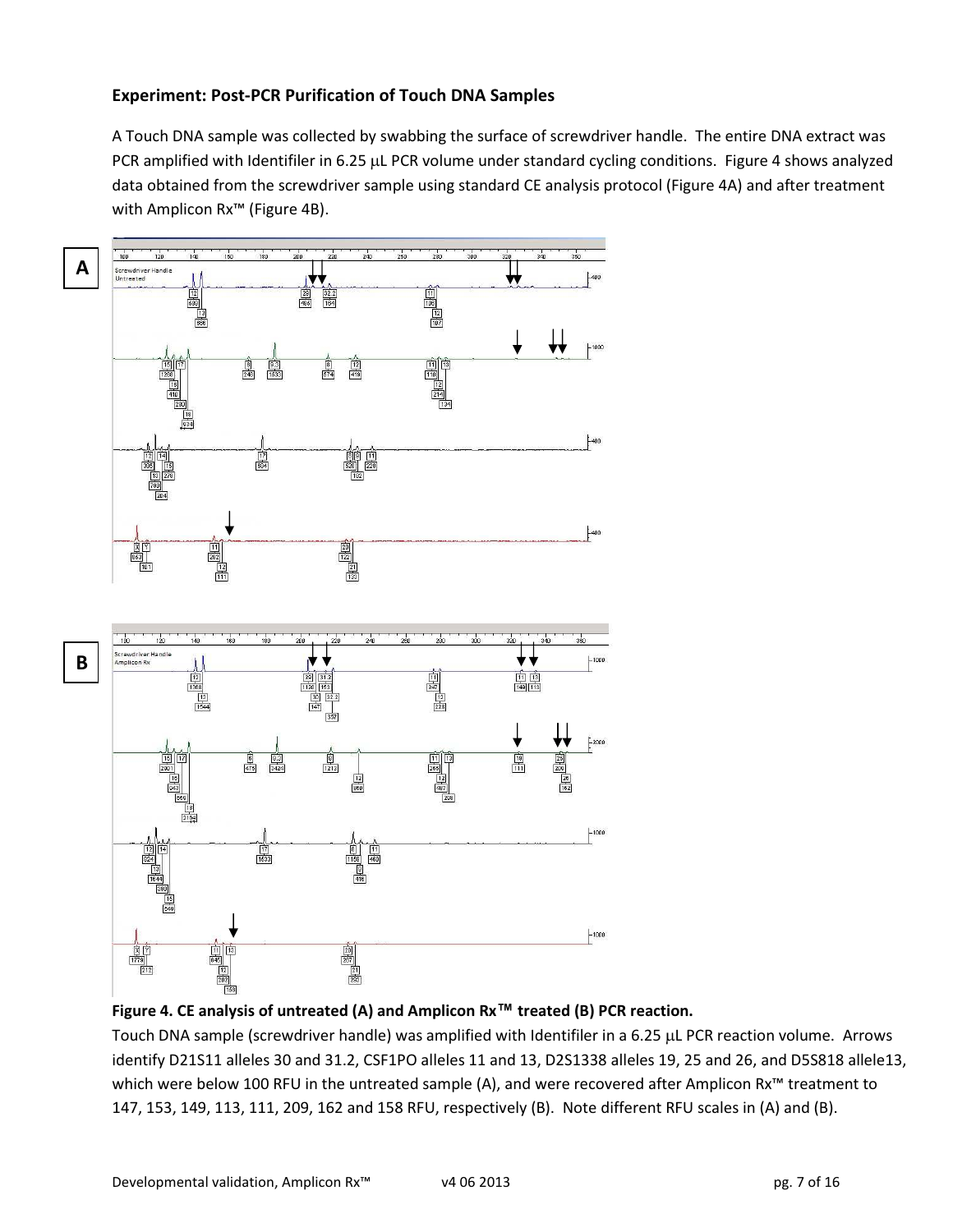### Experiment: Post-PCR Purification of Touch DNA Samples

A Touch DNA sample was collected by swabbing the surface of screwdriver handle. The entire DNA extract was PCR amplified with Identifiler in 6.25 μL PCR volume under standard cycling conditions. Figure 4 shows analyzed data obtained from the screwdriver sample using standard CE analysis protocol (Figure 4A) and after treatment with Amplicon Rx™ (Figure 4B).

**Figure 4. CE analysis of untreated (A) and Amplicon Rx™ treated (B) PCR reaction.**

Touch DNA sample (screwdriver handle) was amplified with Identifiler in a 6.25 μL PCR reaction volume. Arrows identify D21S11 alleles 30 and 31.2, CSF1PO alleles 11 and 13, D2S1338 alleles 19, 25 and 26, and D5S818 allele13, which were below 100 RFU in the untreated sample (A), and were recovered after Amplicon Rx™ treatment to 147, 153, 149, 113, 111, 209, 162 and 158 RFU, respectively (B). Note different RFU scales in (A) and (B).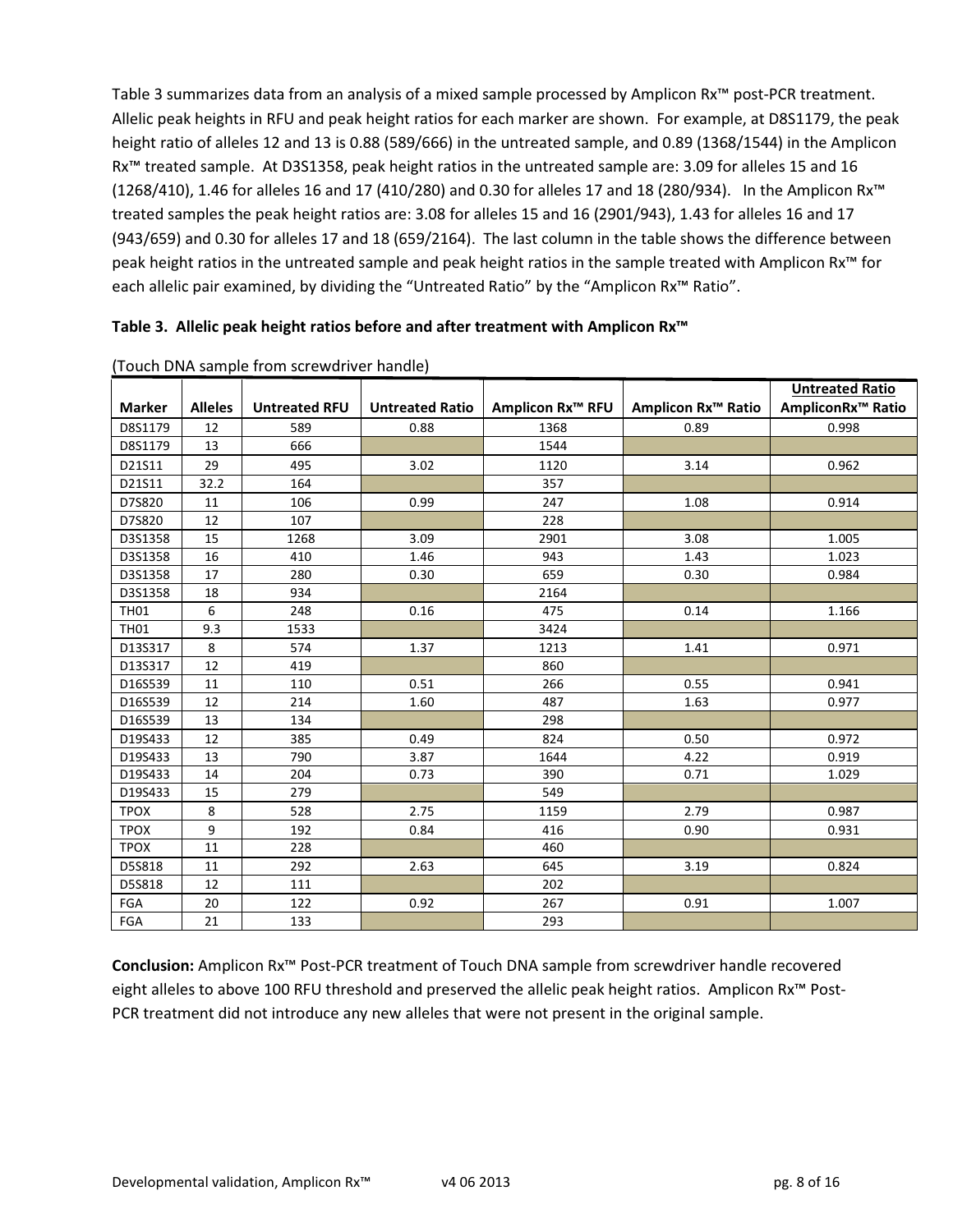Table 3 summarizes data from an analysis of a mixed sample processed by Amplicon Rx™ post-PCR treatment. Allelic peak heights in RFU and peak height ratios for each marker are shown. For example, at D8S1179, the peak height ratio of alleles 12 and 13 is 0.88 (589/666) in the untreated sample, and 0.89 (1368/1544) in the Amplicon Rx™ treated sample. At D3S1358, peak height ratios in the untreated sample are: 3.09 for alleles 15 and 16 (1268/410), 1.46 for alleles 16 and 17 (410/280) and 0.30 for alleles 17 and 18 (280/934). In the Amplicon Rx™ treated samples the peak height ratios are: 3.08 for alleles 15 and 16 (2901/943), 1.43 for alleles 16 and 17 (943/659) and 0.30 for alleles 17 and 18 (659/2164). The last column in the table shows the difference between peak height ratios in the untreated sample and peak height ratios in the sample treated with Amplicon Rx™ for each allelic pair examined, by dividing the "Untreated Ratio" by the "Amplicon Rx™ Ratio".

**Table 3. Allelic peak height ratios before and after treatment with Amplicon Rx™**

(Touch DNA sample from screwdriver handle)

| Marker | Alleles | Untreated RFU | Untreated Ratio | Amplicon Rx™ RFU | Amplicon Rx™ Ratio | Untreated Ratio / AmpliconRx™ Ratio |
|---|---|---|---|---|---|---|
| D8S1179 | 12 | 589 | 0.88 | 1368 | 0.89 | 0.998 |
| D8S1179 | 13 | 666 | | 1544 | | |
| D21S11 | 29 | 495 | 3.02 | 1120 | 3.14 | 0.962 |
| D21S11 | 32.2 | 164 | | 357 | | |
| D7S820 | 11 | 106 | 0.99 | 247 | 1.08 | 0.914 |
| D7S820 | 12 | 107 | | 228 | | |
| D3S1358 | 15 | 1268 | 3.09 | 2901 | 3.08 | 1.005 |
| D3S1358 | 16 | 410 | 1.46 | 943 | 1.43 | 1.023 |
| D3S1358 | 17 | 280 | 0.30 | 659 | 0.30 | 0.984 |
| D3S1358 | 18 | 934 | | 2164 | | |
| TH01 | 6 | 248 | 0.16 | 475 | 0.14 | 1.166 |
| TH01 | 9.3 | 1533 | | 3424 | | |
| D13S317 | 8 | 574 | 1.37 | 1213 | 1.41 | 0.971 |
| D13S317 | 12 | 419 | | 860 | | |
| D16S539 | 11 | 110 | 0.51 | 266 | 0.55 | 0.941 |
| D16S539 | 12 | 214 | 1.60 | 487 | 1.63 | 0.977 |
| D16S539 | 13 | 134 | | 298 | | |
| D19S433 | 12 | 385 | 0.49 | 824 | 0.50 | 0.972 |
| D19S433 | 13 | 790 | 3.87 | 1644 | 4.22 | 0.919 |
| D19S433 | 14 | 204 | 0.73 | 390 | 0.71 | 1.029 |
| D19S433 | 15 | 279 | | 549 | | |
| TPOX | 8 | 528 | 2.75 | 1159 | 2.79 | 0.987 |
| TPOX | 9 | 192 | 0.84 | 416 | 0.90 | 0.931 |
| TPOX | 11 | 228 | | 460 | | |
| D5S818 | 11 | 292 | 2.63 | 645 | 3.19 | 0.824 |
| D5S818 | 12 | 111 | | 202 | | |
| FGA | 20 | 122 | 0.92 | 267 | 0.91 | 1.007 |
| FGA | 21 | 133 | | 293 | | |

**Conclusion:** Amplicon Rx™ Post-PCR treatment of Touch DNA sample from screwdriver handle recovered eight alleles to above 100 RFU threshold and preserved the allelic peak height ratios. Amplicon Rx™ Post-PCR treatment did not introduce any new alleles that were not present in the original sample.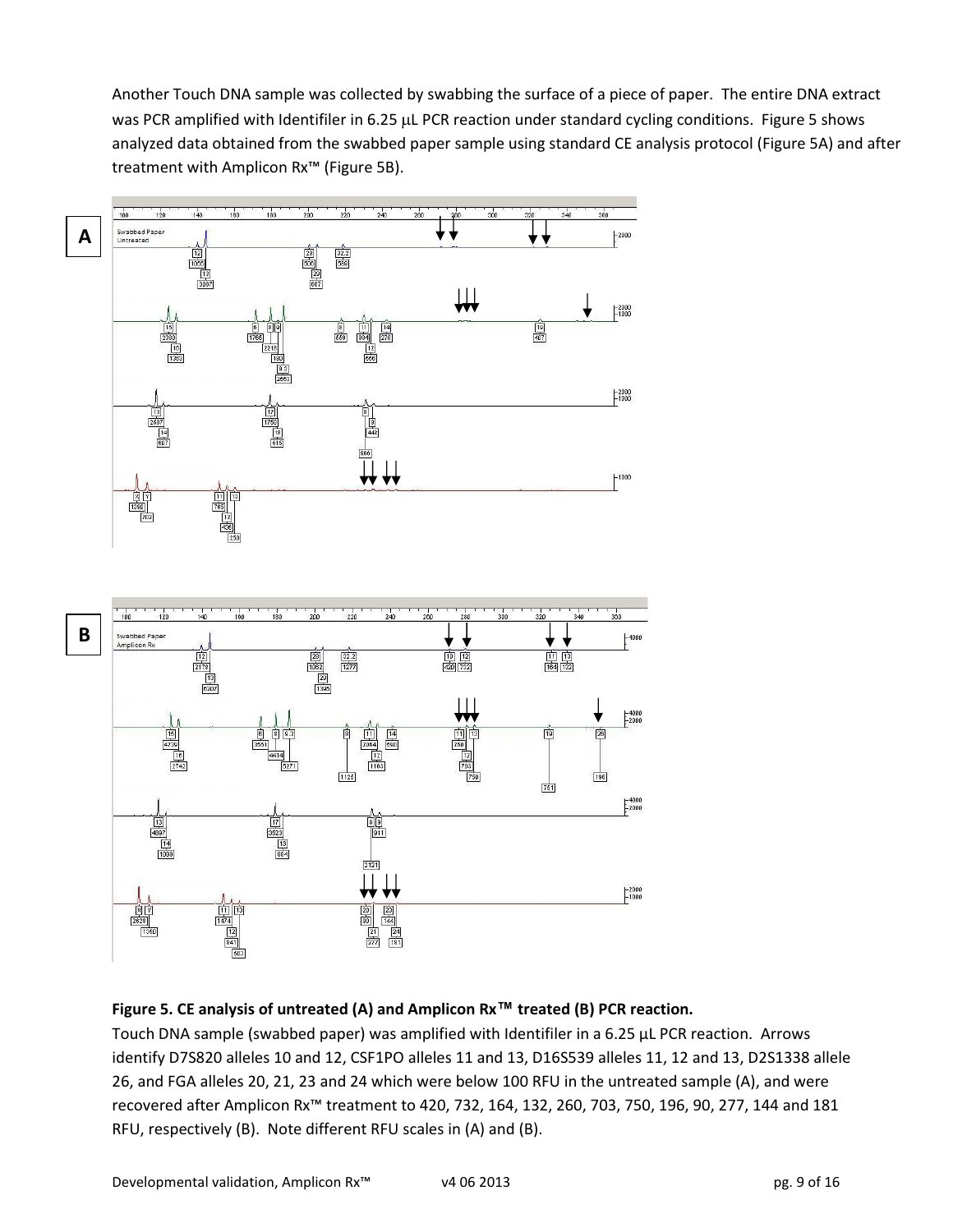Another Touch DNA sample was collected by swabbing the surface of a piece of paper. The entire DNA extract was PCR amplified with Identifiler in 6.25 µL PCR reaction under standard cycling conditions. Figure 5 shows analyzed data obtained from the swabbed paper sample using standard CE analysis protocol (Figure 5A) and after treatment with Amplicon Rx™ (Figure 5B).

**Figure 5. CE analysis of untreated (A) and Amplicon Rx™ treated (B) PCR reaction.**

Touch DNA sample (swabbed paper) was amplified with Identifiler in a 6.25 µL PCR reaction. Arrows identify D7S820 alleles 10 and 12, CSF1PO alleles 11 and 13, D16S539 alleles 11, 12 and 13, D2S1338 allele 26, and FGA alleles 20, 21, 23 and 24 which were below 100 RFU in the untreated sample (A), and were recovered after Amplicon Rx™ treatment to 420, 732, 164, 132, 260, 703, 750, 196, 90, 277, 144 and 181 RFU, respectively (B). Note different RFU scales in (A) and (B).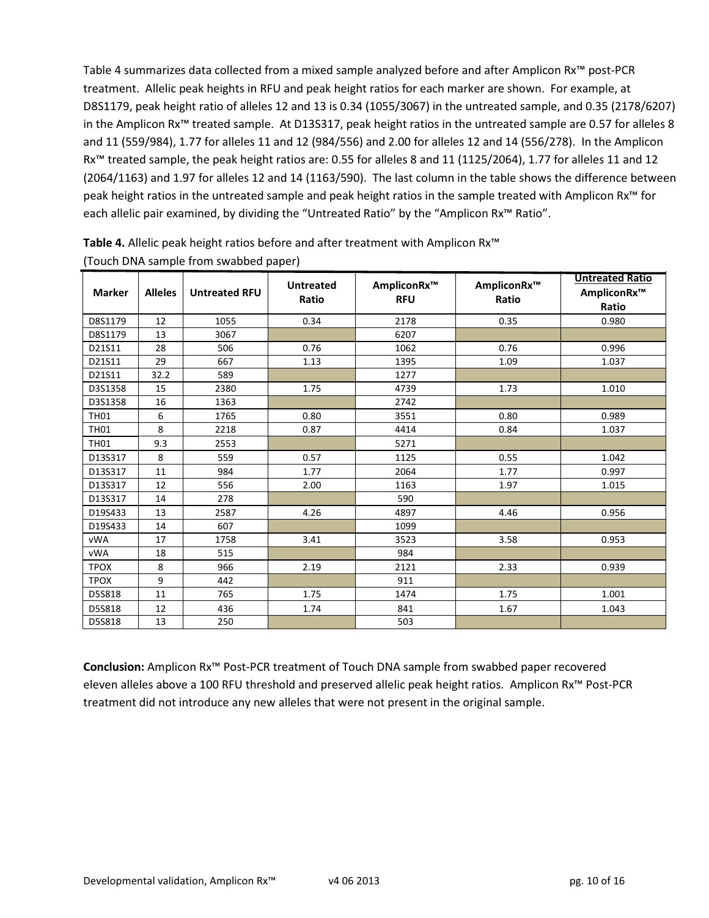Table 4 summarizes data collected from a mixed sample analyzed before and after Amplicon Rx™ post-PCR treatment. Allelic peak heights in RFU and peak height ratios for each marker are shown. For example, at D8S1179, peak height ratio of alleles 12 and 13 is 0.34 (1055/3067) in the untreated sample, and 0.35 (2178/6207) in the Amplicon Rx™ treated sample. At D13S317, peak height ratios in the untreated sample are 0.57 for alleles 8 and 11 (559/984), 1.77 for alleles 11 and 12 (984/556) and 2.00 for alleles 12 and 14 (556/278). In the Amplicon Rx™ treated sample, the peak height ratios are: 0.55 for alleles 8 and 11 (1125/2064), 1.77 for alleles 11 and 12 (2064/1163) and 1.97 for alleles 12 and 14 (1163/590). The last column in the table shows the difference between peak height ratios in the untreated sample and peak height ratios in the sample treated with Amplicon Rx™ for each allelic pair examined, by dividing the "Untreated Ratio" by the "Amplicon Rx™ Ratio".

**Table 4.** Allelic peak height ratios before and after treatment with Amplicon Rx™ (Touch DNA sample from swabbed paper)

| Marker | Alleles | Untreated RFU | Untreated Ratio | AmpliconRx™ RFU | AmpliconRx™ Ratio | Untreated Ratio / AmpliconRx™ Ratio |
|---|---|---|---|---|---|---|
| D8S1179 | 12 | 1055 | 0.34 | 2178 | 0.35 | 0.980 |
| D8S1179 | 13 | 3067 | | 6207 | | |
| D21S11 | 28 | 506 | 0.76 | 1062 | 0.76 | 0.996 |
| D21S11 | 29 | 667 | 1.13 | 1395 | 1.09 | 1.037 |
| D21S11 | 32.2 | 589 | | 1277 | | |
| D3S1358 | 15 | 2380 | 1.75 | 4739 | 1.73 | 1.010 |
| D3S1358 | 16 | 1363 | | 2742 | | |
| TH01 | 6 | 1765 | 0.80 | 3551 | 0.80 | 0.989 |
| TH01 | 8 | 2218 | 0.87 | 4414 | 0.84 | 1.037 |
| TH01 | 9.3 | 2553 | | 5271 | | |
| D13S317 | 8 | 559 | 0.57 | 1125 | 0.55 | 1.042 |
| D13S317 | 11 | 984 | 1.77 | 2064 | 1.77 | 0.997 |
| D13S317 | 12 | 556 | 2.00 | 1163 | 1.97 | 1.015 |
| D13S317 | 14 | 278 | | 590 | | |
| D19S433 | 13 | 2587 | 4.26 | 4897 | 4.46 | 0.956 |
| D19S433 | 14 | 607 | | 1099 | | |
| vWA | 17 | 1758 | 3.41 | 3523 | 3.58 | 0.953 |
| vWA | 18 | 515 | | 984 | | |
| TPOX | 8 | 966 | 2.19 | 2121 | 2.33 | 0.939 |
| TPOX | 9 | 442 | | 911 | | |
| D5S818 | 11 | 765 | 1.75 | 1474 | 1.75 | 1.001 |
| D5S818 | 12 | 436 | 1.74 | 841 | 1.67 | 1.043 |
| D5S818 | 13 | 250 | | 503 | | |

**Conclusion:** Amplicon Rx™ Post-PCR treatment of Touch DNA sample from swabbed paper recovered eleven alleles above a 100 RFU threshold and preserved allelic peak height ratios. Amplicon Rx™ Post-PCR treatment did not introduce any new alleles that were not present in the original sample.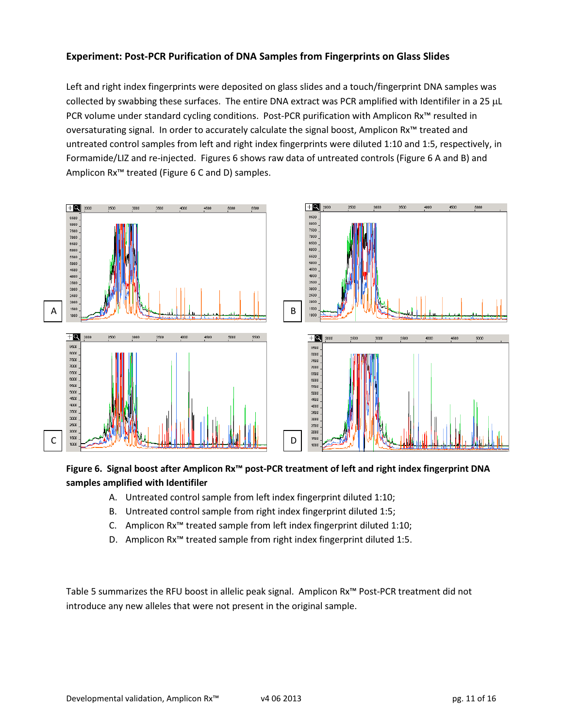**Experiment: Post-PCR Purification of DNA Samples from Fingerprints on Glass Slides**

Left and right index fingerprints were deposited on glass slides and a touch/fingerprint DNA samples was collected by swabbing these surfaces. The entire DNA extract was PCR amplified with Identifiler in a 25 μL PCR volume under standard cycling conditions. Post-PCR purification with Amplicon Rx™ resulted in oversaturating signal. In order to accurately calculate the signal boost, Amplicon Rx™ treated and untreated control samples from left and right index fingerprints were diluted 1:10 and 1:5, respectively, in Formamide/LIZ and re-injected. Figures 6 shows raw data of untreated controls (Figure 6 A and B) and Amplicon Rx™ treated (Figure 6 C and D) samples.

**Figure 6. Signal boost after Amplicon Rx™ post-PCR treatment of left and right index fingerprint DNA samples amplified with Identifiler**

A. Untreated control sample from left index fingerprint diluted 1:10;
B. Untreated control sample from right index fingerprint diluted 1:5;
C. Amplicon Rx™ treated sample from left index fingerprint diluted 1:10;
D. Amplicon Rx™ treated sample from right index fingerprint diluted 1:5.

Table 5 summarizes the RFU boost in allelic peak signal. Amplicon Rx™ Post-PCR treatment did not introduce any new alleles that were not present in the original sample.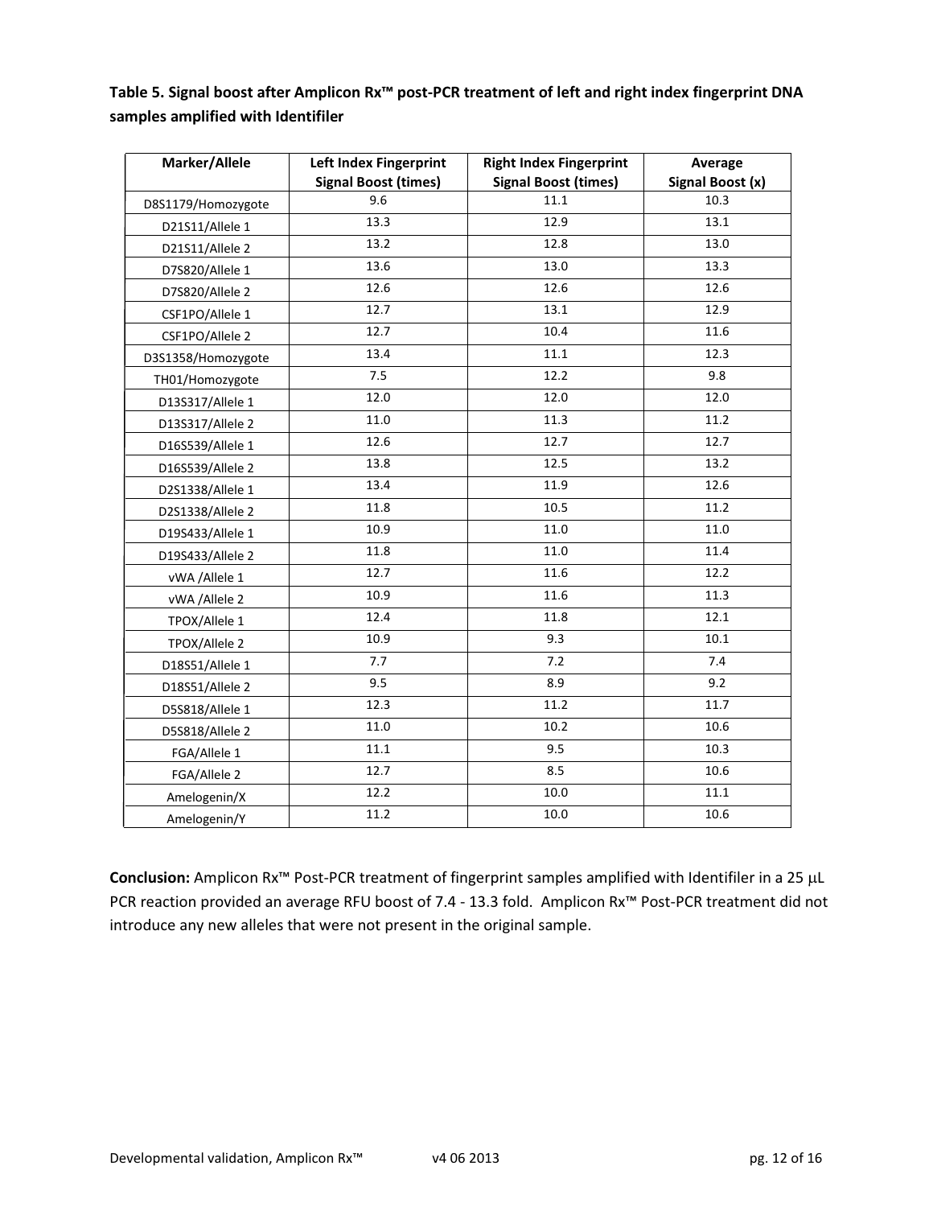**Table 5. Signal boost after Amplicon Rx™ post-PCR treatment of left and right index fingerprint DNA samples amplified with Identifiler**

| Marker/Allele | Left Index Fingerprint Signal Boost (times) | Right Index Fingerprint Signal Boost (times) | Average Signal Boost (x) |
|---|---|---|---|
| D8S1179/Homozygote | 9.6 | 11.1 | 10.3 |
| D21S11/Allele 1 | 13.3 | 12.9 | 13.1 |
| D21S11/Allele 2 | 13.2 | 12.8 | 13.0 |
| D7S820/Allele 1 | 13.6 | 13.0 | 13.3 |
| D7S820/Allele 2 | 12.6 | 12.6 | 12.6 |
| CSF1PO/Allele 1 | 12.7 | 13.1 | 12.9 |
| CSF1PO/Allele 2 | 12.7 | 10.4 | 11.6 |
| D3S1358/Homozygote | 13.4 | 11.1 | 12.3 |
| TH01/Homozygote | 7.5 | 12.2 | 9.8 |
| D13S317/Allele 1 | 12.0 | 12.0 | 12.0 |
| D13S317/Allele 2 | 11.0 | 11.3 | 11.2 |
| D16S539/Allele 1 | 12.6 | 12.7 | 12.7 |
| D16S539/Allele 2 | 13.8 | 12.5 | 13.2 |
| D2S1338/Allele 1 | 13.4 | 11.9 | 12.6 |
| D2S1338/Allele 2 | 11.8 | 10.5 | 11.2 |
| D19S433/Allele 1 | 10.9 | 11.0 | 11.0 |
| D19S433/Allele 2 | 11.8 | 11.0 | 11.4 |
| vWA /Allele 1 | 12.7 | 11.6 | 12.2 |
| vWA /Allele 2 | 10.9 | 11.6 | 11.3 |
| TPOX/Allele 1 | 12.4 | 11.8 | 12.1 |
| TPOX/Allele 2 | 10.9 | 9.3 | 10.1 |
| D18S51/Allele 1 | 7.7 | 7.2 | 7.4 |
| D18S51/Allele 2 | 9.5 | 8.9 | 9.2 |
| D5S818/Allele 1 | 12.3 | 11.2 | 11.7 |
| D5S818/Allele 2 | 11.0 | 10.2 | 10.6 |
| FGA/Allele 1 | 11.1 | 9.5 | 10.3 |
| FGA/Allele 2 | 12.7 | 8.5 | 10.6 |
| Amelogenin/X | 12.2 | 10.0 | 11.1 |
| Amelogenin/Y | 11.2 | 10.0 | 10.6 |

**Conclusion:** Amplicon Rx™ Post-PCR treatment of fingerprint samples amplified with Identifiler in a 25 μL PCR reaction provided an average RFU boost of 7.4 - 13.3 fold. Amplicon Rx™ Post-PCR treatment did not introduce any new alleles that were not present in the original sample.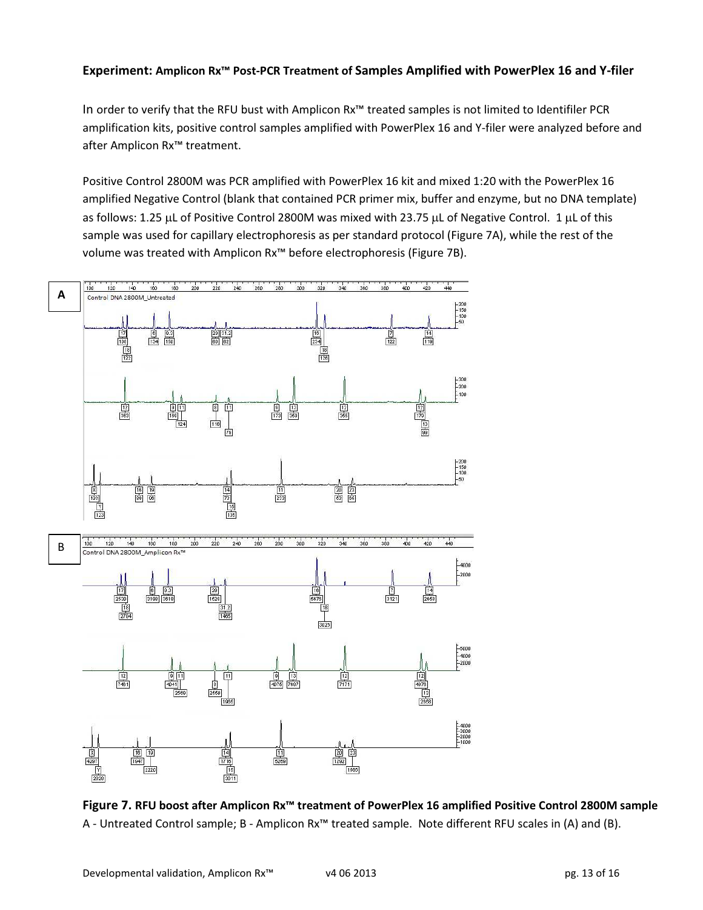**Experiment: Amplicon Rx™ Post-PCR Treatment of Samples Amplified with PowerPlex 16 and Y-filer**

In order to verify that the RFU bust with Amplicon Rx™ treated samples is not limited to Identifiler PCR amplification kits, positive control samples amplified with PowerPlex 16 and Y-filer were analyzed before and after Amplicon Rx™ treatment.

Positive Control 2800M was PCR amplified with PowerPlex 16 kit and mixed 1:20 with the PowerPlex 16 amplified Negative Control (blank that contained PCR primer mix, buffer and enzyme, but no DNA template) as follows: 1.25 μL of Positive Control 2800M was mixed with 23.75 μL of Negative Control. 1 μL of this sample was used for capillary electrophoresis as per standard protocol (Figure 7A), while the rest of the volume was treated with Amplicon Rx™ before electrophoresis (Figure 7B).

**Figure 7. RFU boost after Amplicon Rx™ treatment of PowerPlex 16 amplified Positive Control 2800M sample**
A - Untreated Control sample; B - Amplicon Rx™ treated sample. Note different RFU scales in (A) and (B).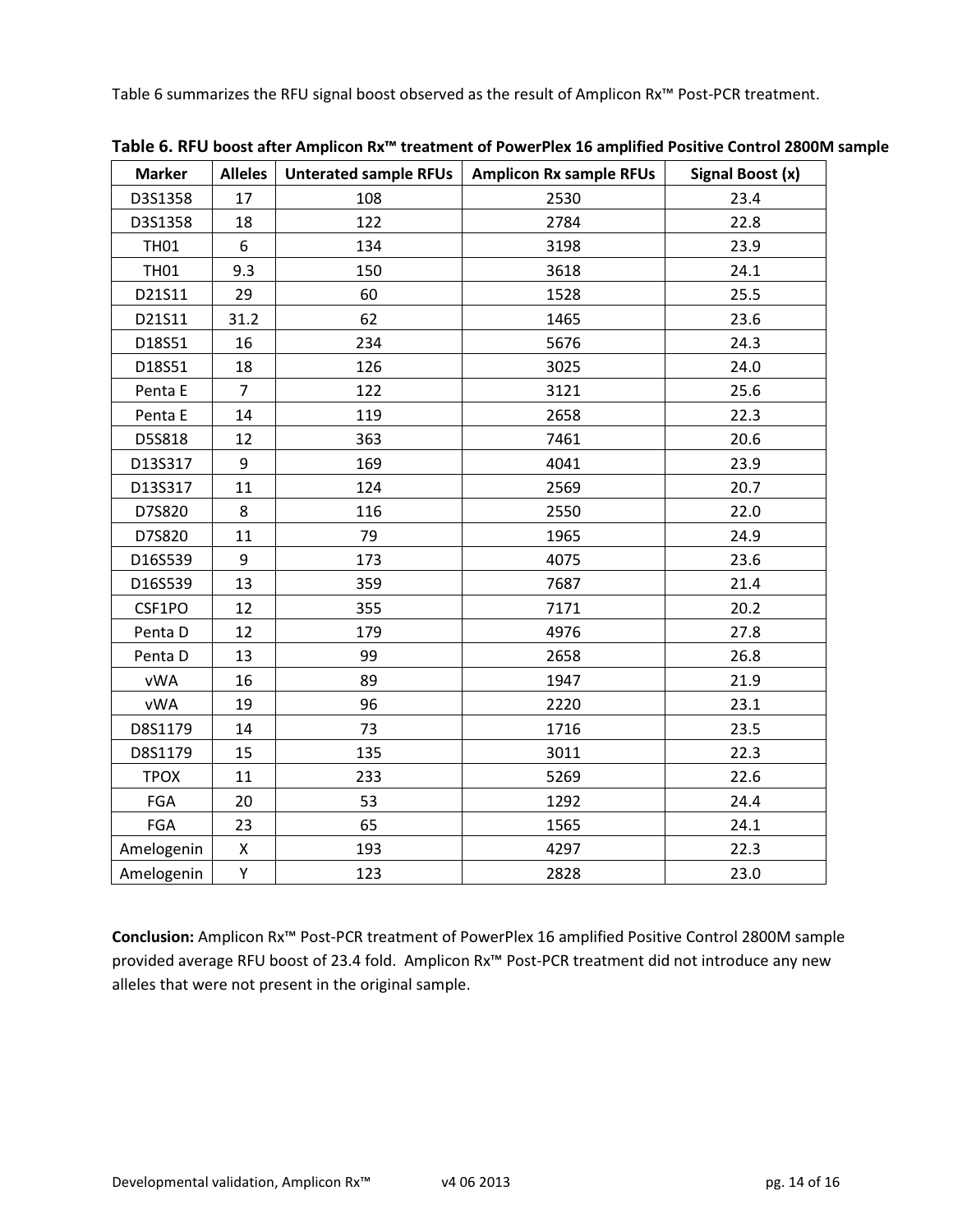Table 6 summarizes the RFU signal boost observed as the result of Amplicon Rx™ Post-PCR treatment.

**Table 6. RFU boost after Amplicon Rx™ treatment of PowerPlex 16 amplified Positive Control 2800M sample**

| Marker | Alleles | Unterated sample RFUs | Amplicon Rx sample RFUs | Signal Boost (x) |
|---|---|---|---|---|
| D3S1358 | 17 | 108 | 2530 | 23.4 |
| D3S1358 | 18 | 122 | 2784 | 22.8 |
| TH01 | 6 | 134 | 3198 | 23.9 |
| TH01 | 9.3 | 150 | 3618 | 24.1 |
| D21S11 | 29 | 60 | 1528 | 25.5 |
| D21S11 | 31.2 | 62 | 1465 | 23.6 |
| D18S51 | 16 | 234 | 5676 | 24.3 |
| D18S51 | 18 | 126 | 3025 | 24.0 |
| Penta E | 7 | 122 | 3121 | 25.6 |
| Penta E | 14 | 119 | 2658 | 22.3 |
| D5S818 | 12 | 363 | 7461 | 20.6 |
| D13S317 | 9 | 169 | 4041 | 23.9 |
| D13S317 | 11 | 124 | 2569 | 20.7 |
| D7S820 | 8 | 116 | 2550 | 22.0 |
| D7S820 | 11 | 79 | 1965 | 24.9 |
| D16S539 | 9 | 173 | 4075 | 23.6 |
| D16S539 | 13 | 359 | 7687 | 21.4 |
| CSF1PO | 12 | 355 | 7171 | 20.2 |
| Penta D | 12 | 179 | 4976 | 27.8 |
| Penta D | 13 | 99 | 2658 | 26.8 |
| vWA | 16 | 89 | 1947 | 21.9 |
| vWA | 19 | 96 | 2220 | 23.1 |
| D8S1179 | 14 | 73 | 1716 | 23.5 |
| D8S1179 | 15 | 135 | 3011 | 22.3 |
| TPOX | 11 | 233 | 5269 | 22.6 |
| FGA | 20 | 53 | 1292 | 24.4 |
| FGA | 23 | 65 | 1565 | 24.1 |
| Amelogenin | X | 193 | 4297 | 22.3 |
| Amelogenin | Y | 123 | 2828 | 23.0 |

**Conclusion:** Amplicon Rx™ Post-PCR treatment of PowerPlex 16 amplified Positive Control 2800M sample provided average RFU boost of 23.4 fold. Amplicon Rx™ Post-PCR treatment did not introduce any new alleles that were not present in the original sample.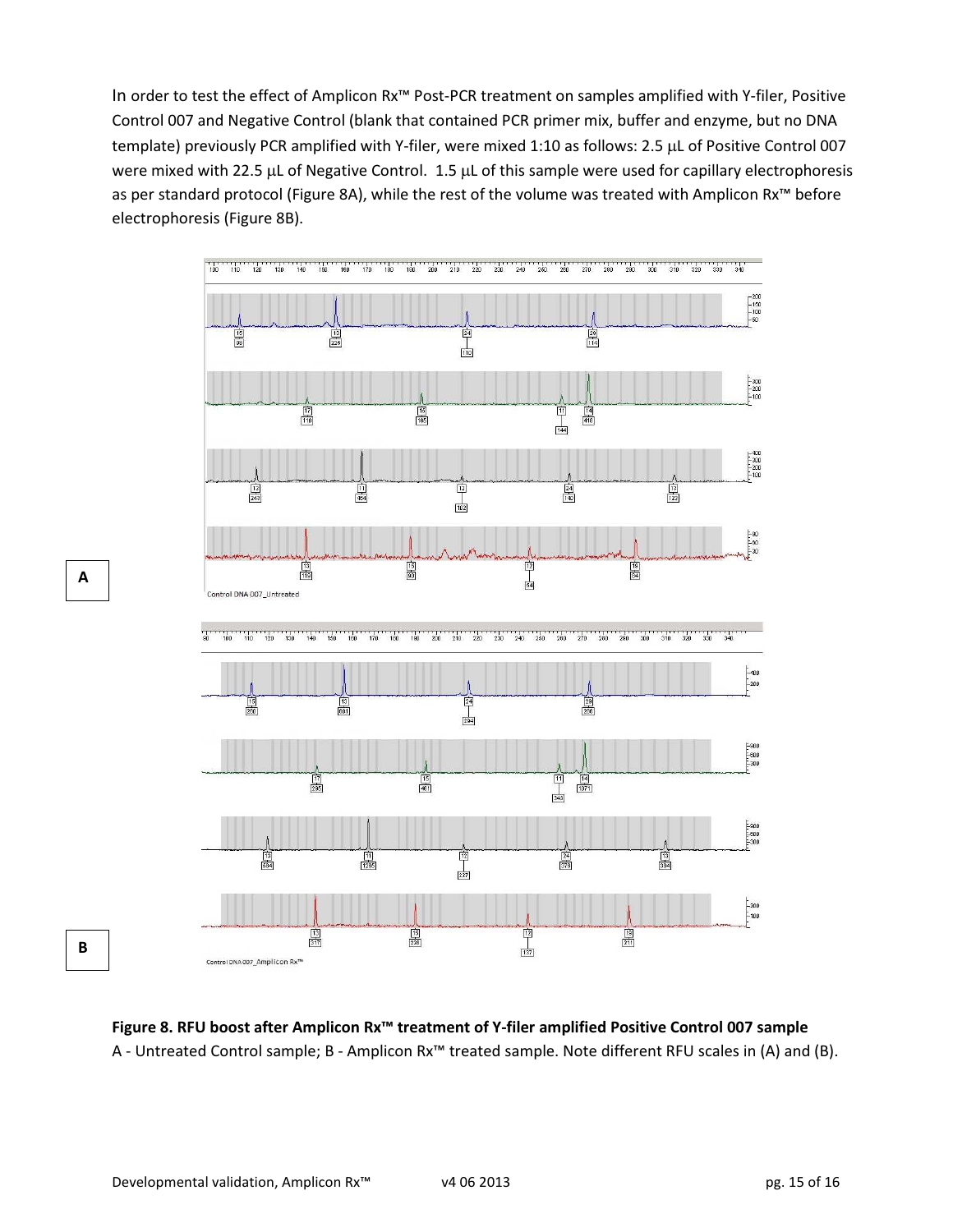In order to test the effect of Amplicon Rx™ Post-PCR treatment on samples amplified with Y-filer, Positive Control 007 and Negative Control (blank that contained PCR primer mix, buffer and enzyme, but no DNA template) previously PCR amplified with Y-filer, were mixed 1:10 as follows: 2.5 μL of Positive Control 007 were mixed with 22.5 μL of Negative Control. 1.5 μL of this sample were used for capillary electrophoresis as per standard protocol (Figure 8A), while the rest of the volume was treated with Amplicon Rx™ before electrophoresis (Figure 8B).

**Figure 8. RFU boost after Amplicon Rx™ treatment of Y-filer amplified Positive Control 007 sample**
A - Untreated Control sample; B - Amplicon Rx™ treated sample. Note different RFU scales in (A) and (B).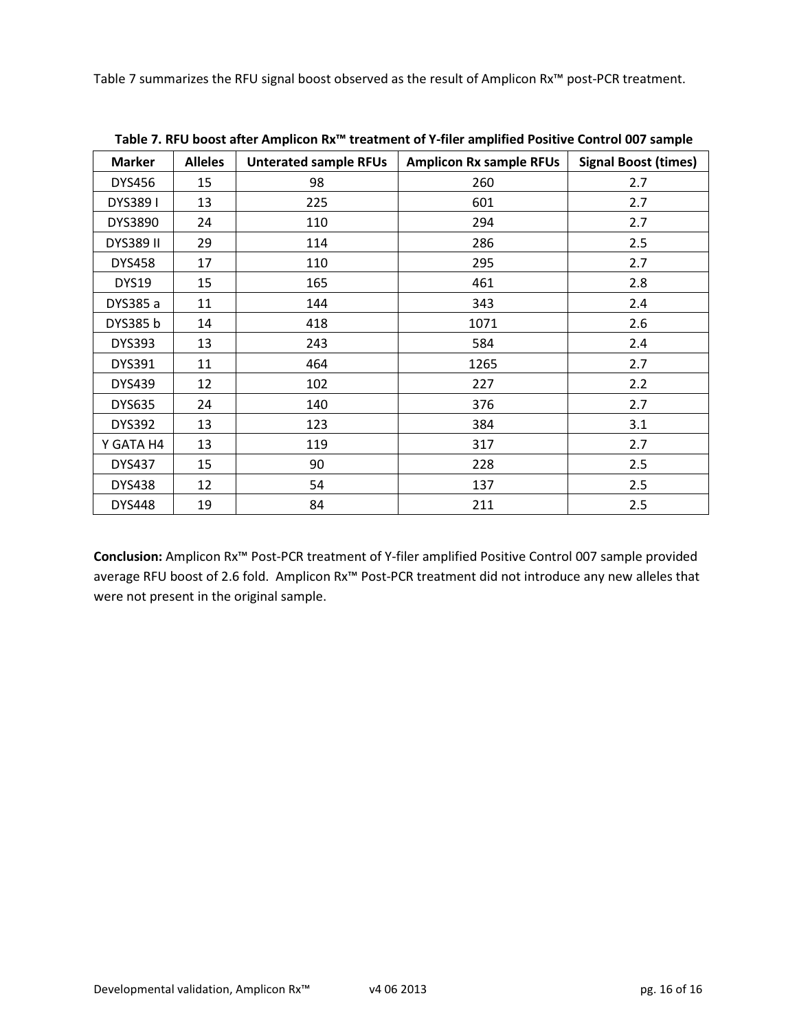Table 7 summarizes the RFU signal boost observed as the result of Amplicon Rx™ post-PCR treatment.

**Table 7. RFU boost after Amplicon Rx™ treatment of Y-filer amplified Positive Control 007 sample**

| Marker | Alleles | Unterated sample RFUs | Amplicon Rx sample RFUs | Signal Boost (times) |
|---|---|---|---|---|
| DYS456 | 15 | 98 | 260 | 2.7 |
| DYS389 I | 13 | 225 | 601 | 2.7 |
| DYS3890 | 24 | 110 | 294 | 2.7 |
| DYS389 II | 29 | 114 | 286 | 2.5 |
| DYS458 | 17 | 110 | 295 | 2.7 |
| DYS19 | 15 | 165 | 461 | 2.8 |
| DYS385 a | 11 | 144 | 343 | 2.4 |
| DYS385 b | 14 | 418 | 1071 | 2.6 |
| DYS393 | 13 | 243 | 584 | 2.4 |
| DYS391 | 11 | 464 | 1265 | 2.7 |
| DYS439 | 12 | 102 | 227 | 2.2 |
| DYS635 | 24 | 140 | 376 | 2.7 |
| DYS392 | 13 | 123 | 384 | 3.1 |
| Y GATA H4 | 13 | 119 | 317 | 2.7 |
| DYS437 | 15 | 90 | 228 | 2.5 |
| DYS438 | 12 | 54 | 137 | 2.5 |
| DYS448 | 19 | 84 | 211 | 2.5 |

**Conclusion:** Amplicon Rx™ Post-PCR treatment of Y-filer amplified Positive Control 007 sample provided average RFU boost of 2.6 fold. Amplicon Rx™ Post-PCR treatment did not introduce any new alleles that were not present in the original sample.